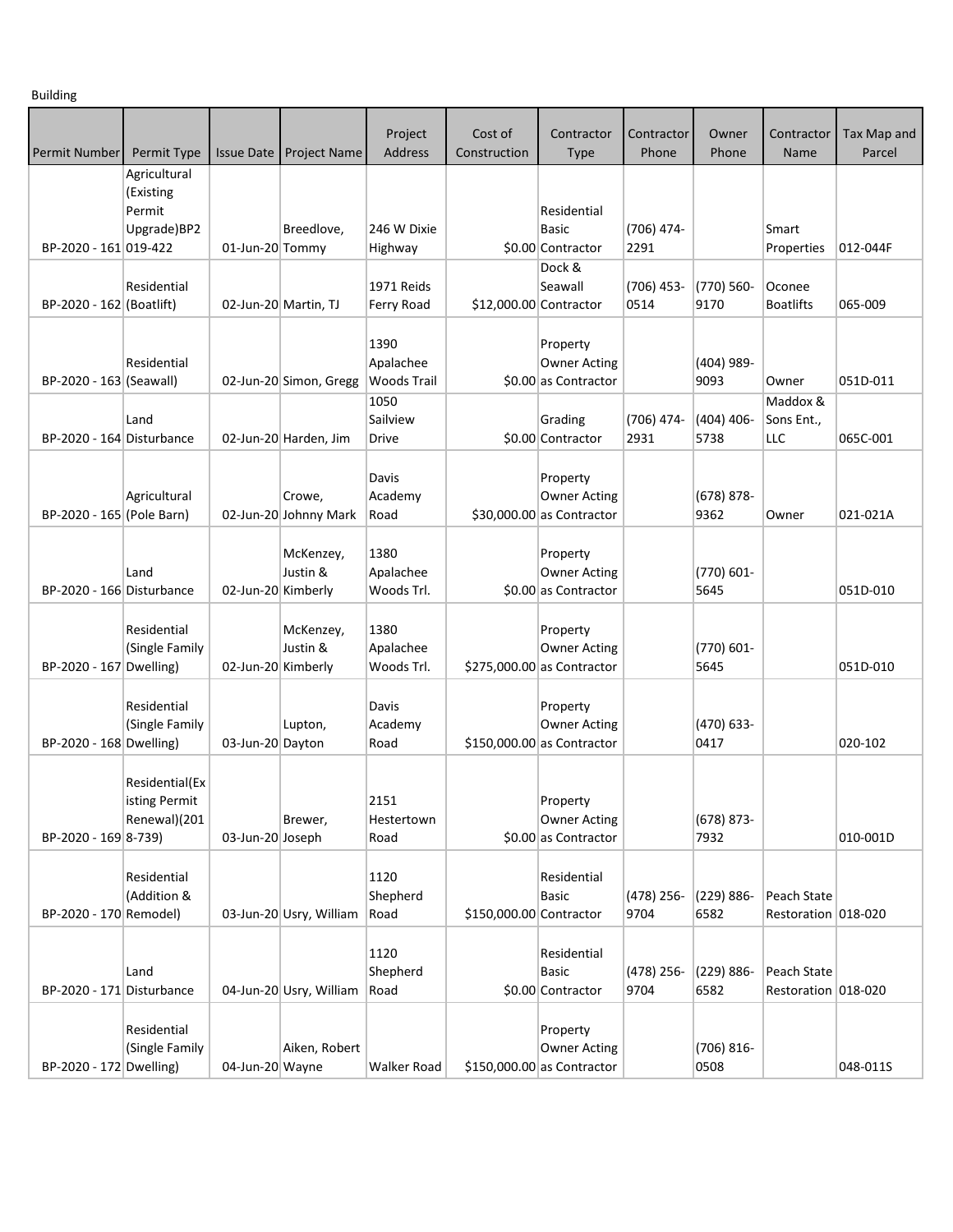Building

| Permit Number | Permit Type | Issue Date | Project Name | Project Address | Cost of Construction | Contractor Type | Contractor Phone | Owner Phone | Contractor Name | Tax Map and Parcel |
|---|---|---|---|---|---|---|---|---|---|---|
| BP-2020 - 161 | Agricultural (Existing Permit Upgrade)BP2019-422 | 01-Jun-20 | Breedlove, Tommy | 246 W Dixie Highway | $0.00 | Residential Basic Contractor | (706) 474-2291 | | Smart Properties | 012-044F |
| BP-2020 - 162 | Residential (Boatlift) | 02-Jun-20 | Martin, TJ | 1971 Reids Ferry Road | $12,000.00 | Dock & Seawall Contractor | (706) 453-0514 | (770) 560-9170 | Oconee Boatlifts | 065-009 |
| BP-2020 - 163 | Residential (Seawall) | 02-Jun-20 | Simon, Gregg | 1390 Apalachee Woods Trail | $0.00 | Property Owner Acting as Contractor | | (404) 989-9093 | Owner | 051D-011 |
| BP-2020 - 164 | Land Disturbance | 02-Jun-20 | Harden, Jim | 1050 Sailview Drive | $0.00 | Grading Contractor | (706) 474-2931 | (404) 406-5738 | Maddox & Sons Ent., LLC | 065C-001 |
| BP-2020 - 165 | Agricultural (Pole Barn) | 02-Jun-20 | Crowe, Johnny Mark | Davis Academy Road | $30,000.00 | Property Owner Acting as Contractor | | (678) 878-9362 | Owner | 021-021A |
| BP-2020 - 166 | Land Disturbance | 02-Jun-20 | McKenzey, Justin & Kimberly | 1380 Apalachee Woods Trl. | $0.00 | Property Owner Acting as Contractor | | (770) 601-5645 | | 051D-010 |
| BP-2020 - 167 | Residential (Single Family Dwelling) | 02-Jun-20 | McKenzey, Justin & Kimberly | 1380 Apalachee Woods Trl. | $275,000.00 | Property Owner Acting as Contractor | | (770) 601-5645 | | 051D-010 |
| BP-2020 - 168 | Residential (Single Family Dwelling) | 03-Jun-20 | Lupton, Dayton | Davis Academy Road | $150,000.00 | Property Owner Acting as Contractor | | (470) 633-0417 | | 020-102 |
| BP-2020 - 169 | Residential(Existing Permit Renewal)(2018-739) | 03-Jun-20 | Brewer, Joseph | 2151 Hestertown Road | $0.00 | Property Owner Acting as Contractor | | (678) 873-7932 | | 010-001D |
| BP-2020 - 170 | Residential (Addition & Remodel) | 03-Jun-20 | Usry, William | 1120 Shepherd Road | $150,000.00 | Residential Basic Contractor | (478) 256-9704 | (229) 886-6582 | Peach State Restoration | 018-020 |
| BP-2020 - 171 | Land Disturbance | 04-Jun-20 | Usry, William | 1120 Shepherd Road | $0.00 | Residential Basic Contractor | (478) 256-9704 | (229) 886-6582 | Peach State Restoration | 018-020 |
| BP-2020 - 172 | Residential (Single Family Dwelling) | 04-Jun-20 | Aiken, Robert Wayne | Walker Road | $150,000.00 | Property Owner Acting as Contractor | | (706) 816-0508 | | 048-011S |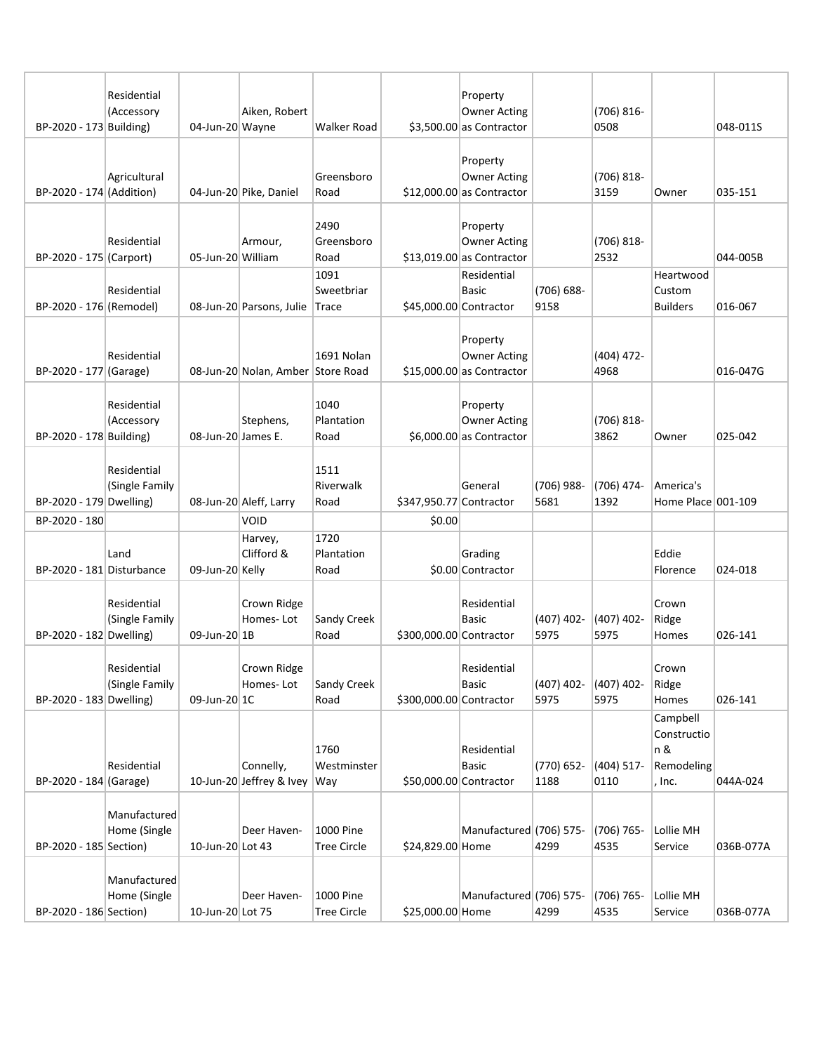| | | | | | | | | | | |
|---|---|---|---|---|---|---|---|---|---|---|
| BP-2020 - 173 | Residential (Accessory Building) | 04-Jun-20 | Aiken, Robert Wayne | Walker Road | $3,500.00 | Property Owner Acting as Contractor | | (706) 816-0508 | | 048-011S |
| BP-2020 - 174 | Agricultural (Addition) | 04-Jun-20 | Pike, Daniel | Greensboro Road | $12,000.00 | Property Owner Acting as Contractor | | (706) 818-3159 | Owner | 035-151 |
| BP-2020 - 175 | Residential (Carport) | 05-Jun-20 | Armour, William | 2490 Greensboro Road | $13,019.00 | Property Owner Acting as Contractor | | (706) 818-2532 | | 044-005B |
| BP-2020 - 176 | Residential (Remodel) | 08-Jun-20 | Parsons, Julie | 1091 Sweetbriar Trace | $45,000.00 | Residential Basic Contractor | (706) 688-9158 | | Heartwood Custom Builders | 016-067 |
| BP-2020 - 177 | Residential (Garage) | 08-Jun-20 | Nolan, Amber | 1691 Nolan Store Road | $15,000.00 | Property Owner Acting as Contractor | | (404) 472-4968 | | 016-047G |
| BP-2020 - 178 | Residential (Accessory Building) | 08-Jun-20 | Stephens, James E. | 1040 Plantation Road | $6,000.00 | Property Owner Acting as Contractor | | (706) 818-3862 | Owner | 025-042 |
| BP-2020 - 179 | Residential (Single Family Dwelling) | 08-Jun-20 | Aleff, Larry | 1511 Riverwalk Road | $347,950.77 | General Contractor | (706) 988-5681 | (706) 474-1392 | America's Home Place | 001-109 |
| BP-2020 - 180 | | | VOID | | $0.00 | | | | | |
| BP-2020 - 181 | Land Disturbance | 09-Jun-20 | Harvey, Clifford & Kelly | 1720 Plantation Road | $0.00 | Grading Contractor | | | Eddie Florence | 024-018 |
| BP-2020 - 182 | Residential (Single Family Dwelling) | 09-Jun-20 | Crown Ridge Homes- Lot 1B | Sandy Creek Road | $300,000.00 | Residential Basic Contractor | (407) 402-5975 | (407) 402-5975 | Crown Ridge Homes | 026-141 |
| BP-2020 - 183 | Residential (Single Family Dwelling) | 09-Jun-20 | Crown Ridge Homes- Lot 1C | Sandy Creek Road | $300,000.00 | Residential Basic Contractor | (407) 402-5975 | (407) 402-5975 | Crown Ridge Homes | 026-141 |
| BP-2020 - 184 | Residential (Garage) | 10-Jun-20 | Connelly, Jeffrey & Ivey | 1760 Westminster Way | $50,000.00 | Residential Basic Contractor | (770) 652-1188 | (404) 517-0110 | Campbell Construction & Remodeling, Inc. | 044A-024 |
| BP-2020 - 185 | Manufactured Home (Single Section) | 10-Jun-20 | Deer Haven- Lot 43 | 1000 Pine Tree Circle | $24,829.00 | Manufactured Home | (706) 575-4299 | (706) 765-4535 | Lollie MH Service | 036B-077A |
| BP-2020 - 186 | Manufactured Home (Single Section) | 10-Jun-20 | Deer Haven- Lot 75 | 1000 Pine Tree Circle | $25,000.00 | Manufactured Home | (706) 575-4299 | (706) 765-4535 | Lollie MH Service | 036B-077A |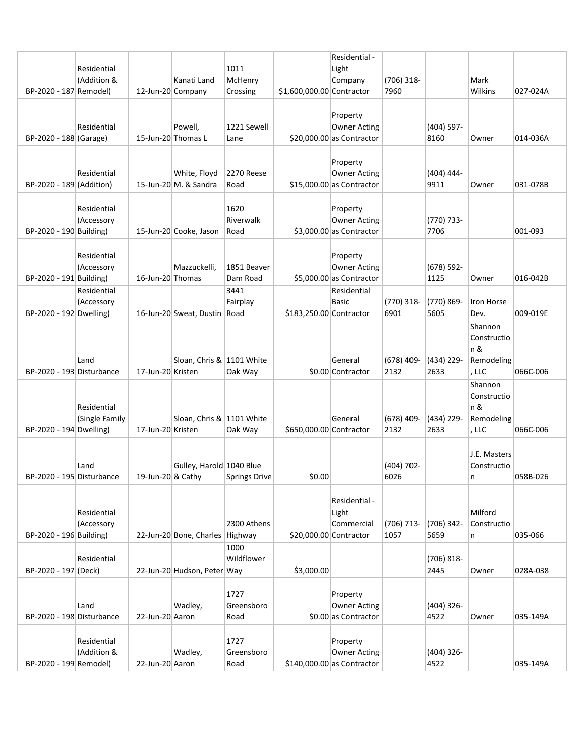| | | | | | | | | | | |
|---|---|---|---|---|---|---|---|---|---|---|
| BP-2020 - 187 | Residential (Addition & Remodel) | 12-Jun-20 | Kanati Land Company | 1011 McHenry Crossing | $1,600,000.00 | Residential - Light Company Contractor | (706) 318-7960 | | Mark Wilkins | 027-024A |
| BP-2020 - 188 | Residential (Garage) | 15-Jun-20 | Powell, Thomas L | 1221 Sewell Lane | $20,000.00 | Property Owner Acting as Contractor | | (404) 597-8160 | Owner | 014-036A |
| BP-2020 - 189 | Residential (Addition) | 15-Jun-20 | White, Floyd M. & Sandra | 2270 Reese Road | $15,000.00 | Property Owner Acting as Contractor | | (404) 444-9911 | Owner | 031-078B |
| BP-2020 - 190 | Residential (Accessory Building) | 15-Jun-20 | Cooke, Jason | 1620 Riverwalk Road | $3,000.00 | Property Owner Acting as Contractor | | (770) 733-7706 | | 001-093 |
| BP-2020 - 191 | Residential (Accessory Building) | 16-Jun-20 | Mazzuckelli, Thomas | 1851 Beaver Dam Road | $5,000.00 | Property Owner Acting as Contractor | | (678) 592-1125 | Owner | 016-042B |
| BP-2020 - 192 | Residential (Accessory Dwelling) | 16-Jun-20 | Sweat, Dustin | 3441 Fairplay Road | $183,250.00 | Residential Basic Contractor | (770) 318-6901 | (770) 869-5605 | Iron Horse Dev. | 009-019E |
| BP-2020 - 193 | Land Disturbance | 17-Jun-20 | Sloan, Chris & Kristen | 1101 White Oak Way | $0.00 | General Contractor | (678) 409-2132 | (434) 229-2633 | Shannon Construction & Remodeling, LLC | 066C-006 |
| BP-2020 - 194 | Residential (Single Family Dwelling) | 17-Jun-20 | Sloan, Chris & Kristen | 1101 White Oak Way | $650,000.00 | General Contractor | (678) 409-2132 | (434) 229-2633 | Shannon Construction & Remodeling, LLC | 066C-006 |
| BP-2020 - 195 | Land Disturbance | 19-Jun-20 | Gulley, Harold & Cathy | 1040 Blue Springs Drive | $0.00 | | (404) 702-6026 | | J.E. Masters Construction | 058B-026 |
| BP-2020 - 196 | Residential (Accessory Building) | 22-Jun-20 | Bone, Charles | 2300 Athens Highway | $20,000.00 | Residential - Light Commercial Contractor | (706) 713-1057 | (706) 342-5659 | Milford Construction | 035-066 |
| BP-2020 - 197 | Residential (Deck) | 22-Jun-20 | Hudson, Peter | 1000 Wildflower Way | $3,000.00 | | | (706) 818-2445 | Owner | 028A-038 |
| BP-2020 - 198 | Land Disturbance | 22-Jun-20 | Wadley, Aaron | 1727 Greensboro Road | $0.00 | Property Owner Acting as Contractor | | (404) 326-4522 | Owner | 035-149A |
| BP-2020 - 199 | Residential (Addition & Remodel) | 22-Jun-20 | Wadley, Aaron | 1727 Greensboro Road | $140,000.00 | Property Owner Acting as Contractor | | (404) 326-4522 | | 035-149A |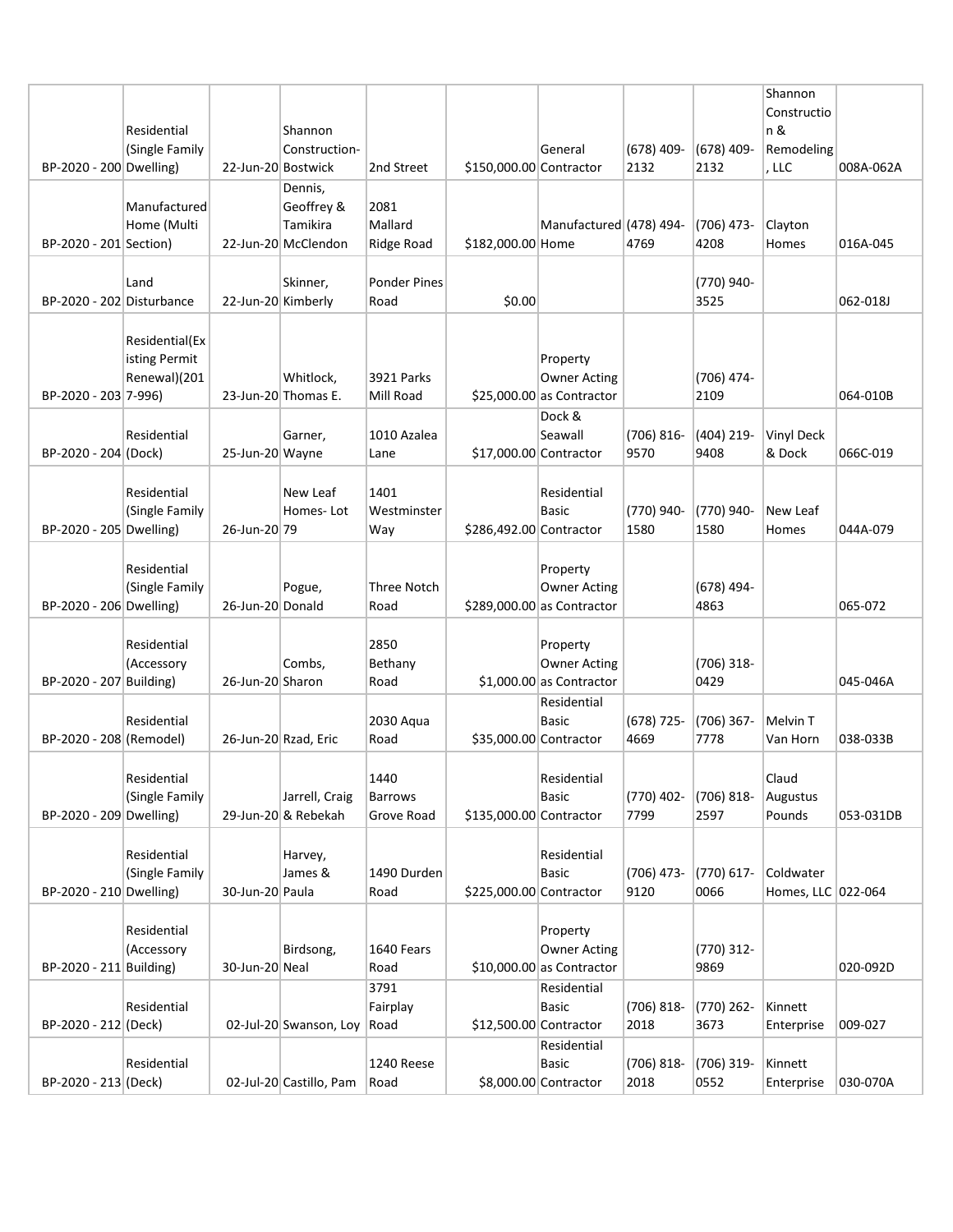| | | | | | | | | | | |
|---|---|---|---|---|---|---|---|---|---|---|
| BP-2020 - 200 | Residential (Single Family Dwelling) | 22-Jun-20 | Shannon Construction-Bostwick | 2nd Street | $150,000.00 | General Contractor | (678) 409-2132 | (678) 409-2132 | Shannon Construction & Remodeling, LLC | 008A-062A |
| BP-2020 - 201 | Manufactured Home (Multi Section) | 22-Jun-20 | Dennis, Geoffrey & Tamikira McClendon | 2081 Mallard Ridge Road | $182,000.00 | Manufactured Home | (478) 494-4769 | (706) 473-4208 | Clayton Homes | 016A-045 |
| BP-2020 - 202 | Land Disturbance | 22-Jun-20 | Skinner, Kimberly | Ponder Pines Road | $0.00 | | | (770) 940-3525 | | 062-018J |
| BP-2020 - 203 | Residential(Existing Permit Renewal)(2017-996) | 23-Jun-20 | Whitlock, Thomas E. | 3921 Parks Mill Road | $25,000.00 | Property Owner Acting as Contractor | | (706) 474-2109 | | 064-010B |
| BP-2020 - 204 | Residential (Dock) | 25-Jun-20 | Garner, Wayne | 1010 Azalea Lane | $17,000.00 | Dock & Seawall Contractor | (706) 816-9570 | (404) 219-9408 | Vinyl Deck & Dock | 066C-019 |
| BP-2020 - 205 | Residential (Single Family Dwelling) | 26-Jun-20 | New Leaf Homes- Lot 79 | 1401 Westminster Way | $286,492.00 | Residential Basic Contractor | (770) 940-1580 | (770) 940-1580 | New Leaf Homes | 044A-079 |
| BP-2020 - 206 | Residential (Single Family Dwelling) | 26-Jun-20 | Pogue, Donald | Three Notch Road | $289,000.00 | Property Owner Acting as Contractor | | (678) 494-4863 | | 065-072 |
| BP-2020 - 207 | Residential (Accessory Building) | 26-Jun-20 | Combs, Sharon | 2850 Bethany Road | $1,000.00 | Property Owner Acting as Contractor | | (706) 318-0429 | | 045-046A |
| BP-2020 - 208 | Residential (Remodel) | 26-Jun-20 | Rzad, Eric | 2030 Aqua Road | $35,000.00 | Residential Basic Contractor | (678) 725-4669 | (706) 367-7778 | Melvin T Van Horn | 038-033B |
| BP-2020 - 209 | Residential (Single Family Dwelling) | 29-Jun-20 | Jarrell, Craig & Rebekah | 1440 Barrows Grove Road | $135,000.00 | Residential Basic Contractor | (770) 402-7799 | (706) 818-2597 | Claud Augustus Pounds | 053-031DB |
| BP-2020 - 210 | Residential (Single Family Dwelling) | 30-Jun-20 | Harvey, James & Paula | 1490 Durden Road | $225,000.00 | Residential Basic Contractor | (706) 473-9120 | (770) 617-0066 | Coldwater Homes, LLC | 022-064 |
| BP-2020 - 211 | Residential (Accessory Building) | 30-Jun-20 | Birdsong, Neal | 1640 Fears Road | $10,000.00 | Property Owner Acting as Contractor | | (770) 312-9869 | | 020-092D |
| BP-2020 - 212 | Residential (Deck) | 02-Jul-20 | Swanson, Loy | 3791 Fairplay Road | $12,500.00 | Residential Basic Contractor | (706) 818-2018 | (770) 262-3673 | Kinnett Enterprise | 009-027 |
| BP-2020 - 213 | Residential (Deck) | 02-Jul-20 | Castillo, Pam | 1240 Reese Road | $8,000.00 | Residential Basic Contractor | (706) 818-2018 | (706) 319-0552 | Kinnett Enterprise | 030-070A |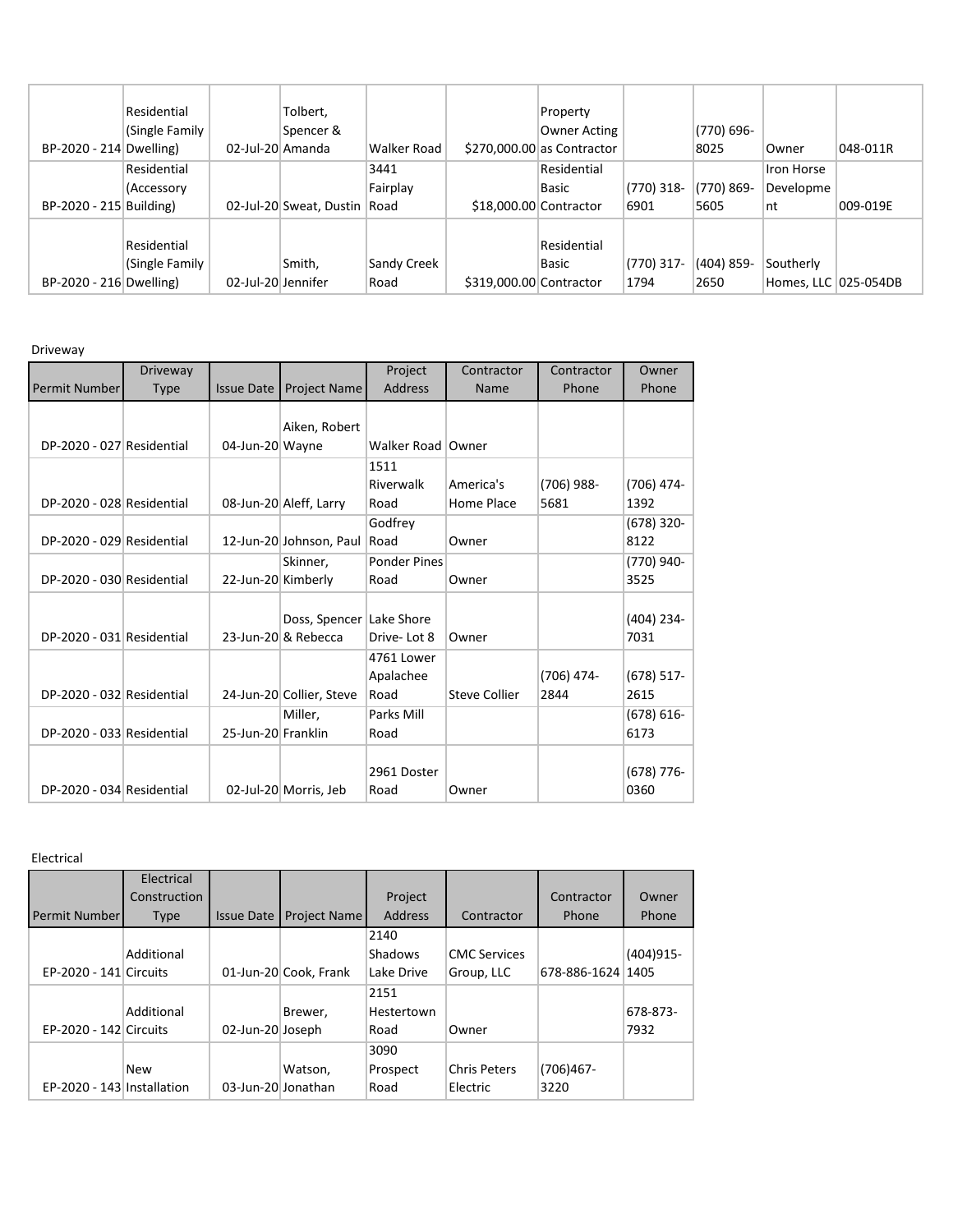| | | | | | | | | | | |
|---|---|---|---|---|---|---|---|---|---|---|
| BP-2020 - 214 | Residential (Single Family Dwelling) | 02-Jul-20 | Tolbert, Spencer & Amanda | Walker Road | $270,000.00 | Property Owner Acting as Contractor | | (770) 696-8025 | Owner | 048-011R |
| BP-2020 - 215 | Residential (Accessory Building) | 02-Jul-20 | Sweat, Dustin | 3441 Fairplay Road | $18,000.00 | Residential Basic Contractor | (770) 318-6901 | (770) 869-5605 | Iron Horse Development | 009-019E |
| BP-2020 - 216 | Residential (Single Family Dwelling) | 02-Jul-20 | Smith, Jennifer | Sandy Creek Road | $319,000.00 | Residential Basic Contractor | (770) 317-1794 | (404) 859-2650 | Southerly Homes, LLC | 025-054DB |

Driveway

| Permit Number | Driveway Type | Issue Date | Project Name | Project Address | Contractor Name | Contractor Phone | Owner Phone |
|---|---|---|---|---|---|---|---|
| DP-2020 - 027 | Residential | 04-Jun-20 | Aiken, Robert Wayne | Walker Road | Owner | | |
| DP-2020 - 028 | Residential | 08-Jun-20 | Aleff, Larry | 1511 Riverwalk Road | America's Home Place | (706) 988-5681 | (706) 474-1392 |
| DP-2020 - 029 | Residential | 12-Jun-20 | Johnson, Paul | Godfrey Road | Owner | | (678) 320-8122 |
| DP-2020 - 030 | Residential | 22-Jun-20 | Skinner, Kimberly | Ponder Pines Road | Owner | | (770) 940-3525 |
| DP-2020 - 031 | Residential | 23-Jun-20 | Doss, Spencer & Rebecca | Lake Shore Drive- Lot 8 | Owner | | (404) 234-7031 |
| DP-2020 - 032 | Residential | 24-Jun-20 | Collier, Steve | 4761 Lower Apalachee Road | Steve Collier | (706) 474-2844 | (678) 517-2615 |
| DP-2020 - 033 | Residential | 25-Jun-20 | Miller, Franklin | Parks Mill Road | | | (678) 616-6173 |
| DP-2020 - 034 | Residential | 02-Jul-20 | Morris, Jeb | 2961 Doster Road | Owner | | (678) 776-0360 |

Electrical

| Permit Number | Electrical Construction Type | Issue Date | Project Name | Project Address | Contractor | Contractor Phone | Owner Phone |
|---|---|---|---|---|---|---|---|
| EP-2020 - 141 | Additional Circuits | 01-Jun-20 | Cook, Frank | 2140 Shadows Lake Drive | CMC Services Group, LLC | 678-886-1624 | (404)915-1405 |
| EP-2020 - 142 | Additional Circuits | 02-Jun-20 | Brewer, Joseph | 2151 Hestertown Road | Owner | | 678-873-7932 |
| EP-2020 - 143 | New Installation | 03-Jun-20 | Watson, Jonathan | 3090 Prospect Road | Chris Peters Electric | (706)467-3220 | |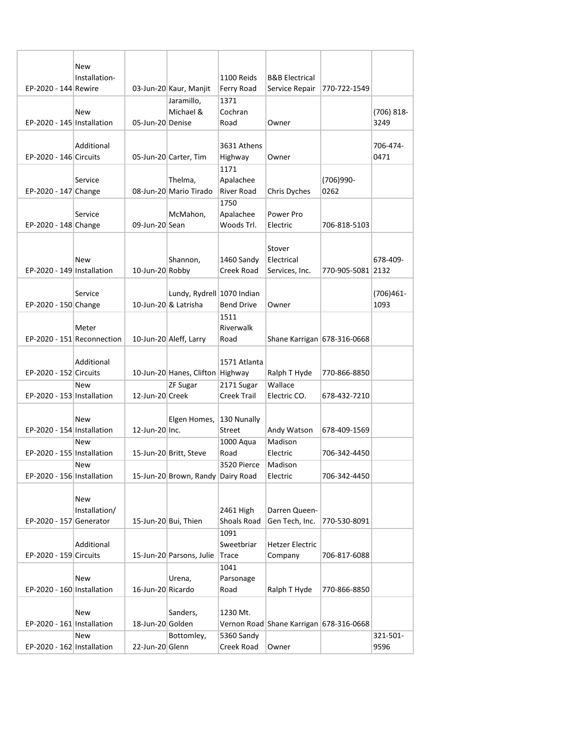| | | | | | | | |
|---|---|---|---|---|---|---|---|
| EP-2020 - 144 | New Installation-Rewire | 03-Jun-20 | Kaur, Manjit | 1100 Reids Ferry Road | B&B Electrical Service Repair | 770-722-1549 | |
| EP-2020 - 145 | New Installation | 05-Jun-20 | Jaramillo, Michael & Denise | 1371 Cochran Road | Owner | | (706) 818-3249 |
| EP-2020 - 146 | Additional Circuits | 05-Jun-20 | Carter, Tim | 3631 Athens Highway | Owner | | 706-474-0471 |
| EP-2020 - 147 | Service Change | 08-Jun-20 | Thelma, Mario Tirado | 1171 Apalachee River Road | Chris Dyches | (706)990-0262 | |
| EP-2020 - 148 | Service Change | 09-Jun-20 | McMahon, Sean | 1750 Apalachee Woods Trl. | Power Pro Electric | 706-818-5103 | |
| EP-2020 - 149 | New Installation | 10-Jun-20 | Shannon, Robby | 1460 Sandy Creek Road | Stover Electrical Services, Inc. | 770-905-5081 | 678-409-2132 |
| EP-2020 - 150 | Service Change | 10-Jun-20 | Lundy, Rydrell & Latrisha | 1070 Indian Bend Drive | Owner | | (706)461-1093 |
| EP-2020 - 151 | Meter Reconnection | 10-Jun-20 | Aleff, Larry | 1511 Riverwalk Road | Shane Karrigan | 678-316-0668 | |
| EP-2020 - 152 | Additional Circuits | 10-Jun-20 | Hanes, Clifton | 1571 Atlanta Highway | Ralph T Hyde | 770-866-8850 | |
| EP-2020 - 153 | New Installation | 12-Jun-20 | ZF Sugar Creek | 2171 Sugar Creek Trail | Wallace Electric CO. | 678-432-7210 | |
| EP-2020 - 154 | New Installation | 12-Jun-20 | Elgen Homes, Inc. | 130 Nunally Street | Andy Watson | 678-409-1569 | |
| EP-2020 - 155 | New Installation | 15-Jun-20 | Britt, Steve | 1000 Aqua Road | Madison Electric | 706-342-4450 | |
| EP-2020 - 156 | New Installation | 15-Jun-20 | Brown, Randy | 3520 Pierce Dairy Road | Madison Electric | 706-342-4450 | |
| EP-2020 - 157 | New Installation/ Generator | 15-Jun-20 | Bui, Thien | 2461 High Shoals Road | Darren Queen-Gen Tech, Inc. | 770-530-8091 | |
| EP-2020 - 159 | Additional Circuits | 15-Jun-20 | Parsons, Julie | 1091 Sweetbriar Trace | Hetzer Electric Company | 706-817-6088 | |
| EP-2020 - 160 | New Installation | 16-Jun-20 | Urena, Ricardo | 1041 Parsonage Road | Ralph T Hyde | 770-866-8850 | |
| EP-2020 - 161 | New Installation | 18-Jun-20 | Sanders, Golden | 1230 Mt. Vernon Road | Shane Karrigan | 678-316-0668 | |
| EP-2020 - 162 | New Installation | 22-Jun-20 | Bottomley, Glenn | 5360 Sandy Creek Road | Owner | | 321-501-9596 |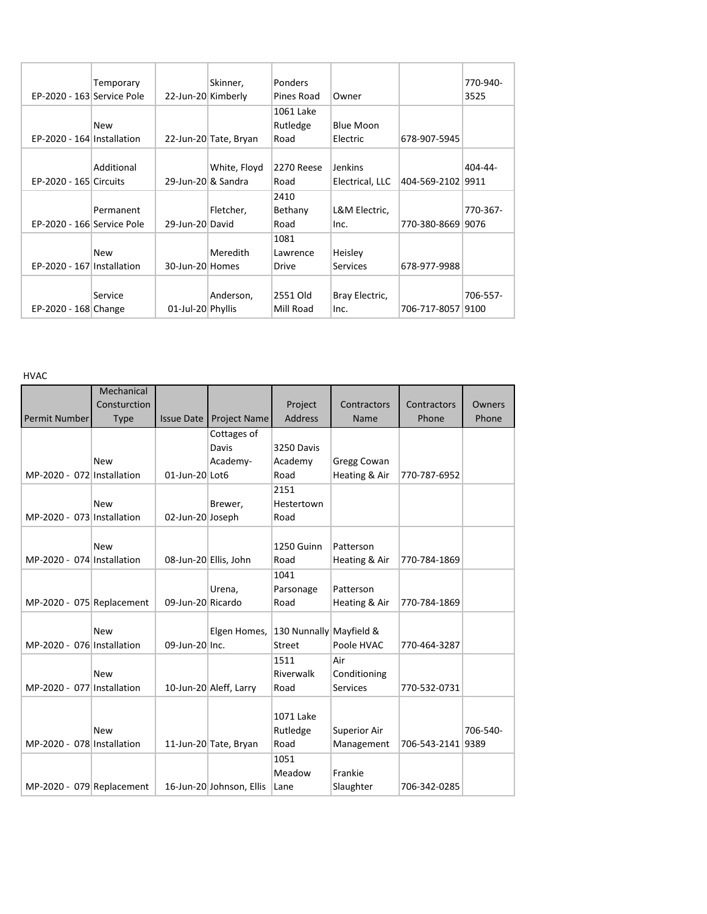| | | | | | | | |
|---|---|---|---|---|---|---|---|
| EP-2020 - 163 | Temporary Service Pole | 22-Jun-20 | Skinner, Kimberly | Ponders Pines Road | Owner | | 770-940-3525 |
| EP-2020 - 164 | New Installation | 22-Jun-20 | Tate, Bryan | 1061 Lake Rutledge Road | Blue Moon Electric | 678-907-5945 | |
| EP-2020 - 165 | Additional Circuits | 29-Jun-20 | White, Floyd & Sandra | 2270 Reese Road | Jenkins Electrical, LLC | 404-569-2102 | 404-44-9911 |
| EP-2020 - 166 | Permanent Service Pole | 29-Jun-20 | Fletcher, David | 2410 Bethany Road | L&M Electric, Inc. | 770-380-8669 | 770-367-9076 |
| EP-2020 - 167 | New Installation | 30-Jun-20 | Meredith Homes | 1081 Lawrence Drive | Heisley Services | 678-977-9988 | |
| EP-2020 - 168 | Service Change | 01-Jul-20 | Anderson, Phyllis | 2551 Old Mill Road | Bray Electric, Inc. | 706-717-8057 | 706-557-9100 |

HVAC

| Permit Number | Mechanical Consturction Type | Issue Date | Project Name | Project Address | Contractors Name | Contractors Phone | Owners Phone |
|---|---|---|---|---|---|---|---|
| MP-2020 - 072 | New Installation | 01-Jun-20 | Cottages of Davis Academy-Lot6 | 3250 Davis Academy Road | Gregg Cowan Heating & Air | 770-787-6952 | |
| MP-2020 - 073 | New Installation | 02-Jun-20 | Brewer, Joseph | 2151 Hestertown Road | | | |
| MP-2020 - 074 | New Installation | 08-Jun-20 | Ellis, John | 1250 Guinn Road | Patterson Heating & Air | 770-784-1869 | |
| MP-2020 - 075 | Replacement | 09-Jun-20 | Urena, Ricardo | 1041 Parsonage Road | Patterson Heating & Air | 770-784-1869 | |
| MP-2020 - 076 | New Installation | 09-Jun-20 | Elgen Homes, Inc. | 130 Nunnally Street | Mayfield & Poole HVAC | 770-464-3287 | |
| MP-2020 - 077 | New Installation | 10-Jun-20 | Aleff, Larry | 1511 Riverwalk Road | Air Conditioning Services | 770-532-0731 | |
| MP-2020 - 078 | New Installation | 11-Jun-20 | Tate, Bryan | 1071 Lake Rutledge Road | Superior Air Management | 706-543-2141 | 706-540-9389 |
| MP-2020 - 079 | Replacement | 16-Jun-20 | Johnson, Ellis | 1051 Meadow Lane | Frankie Slaughter | 706-342-0285 | |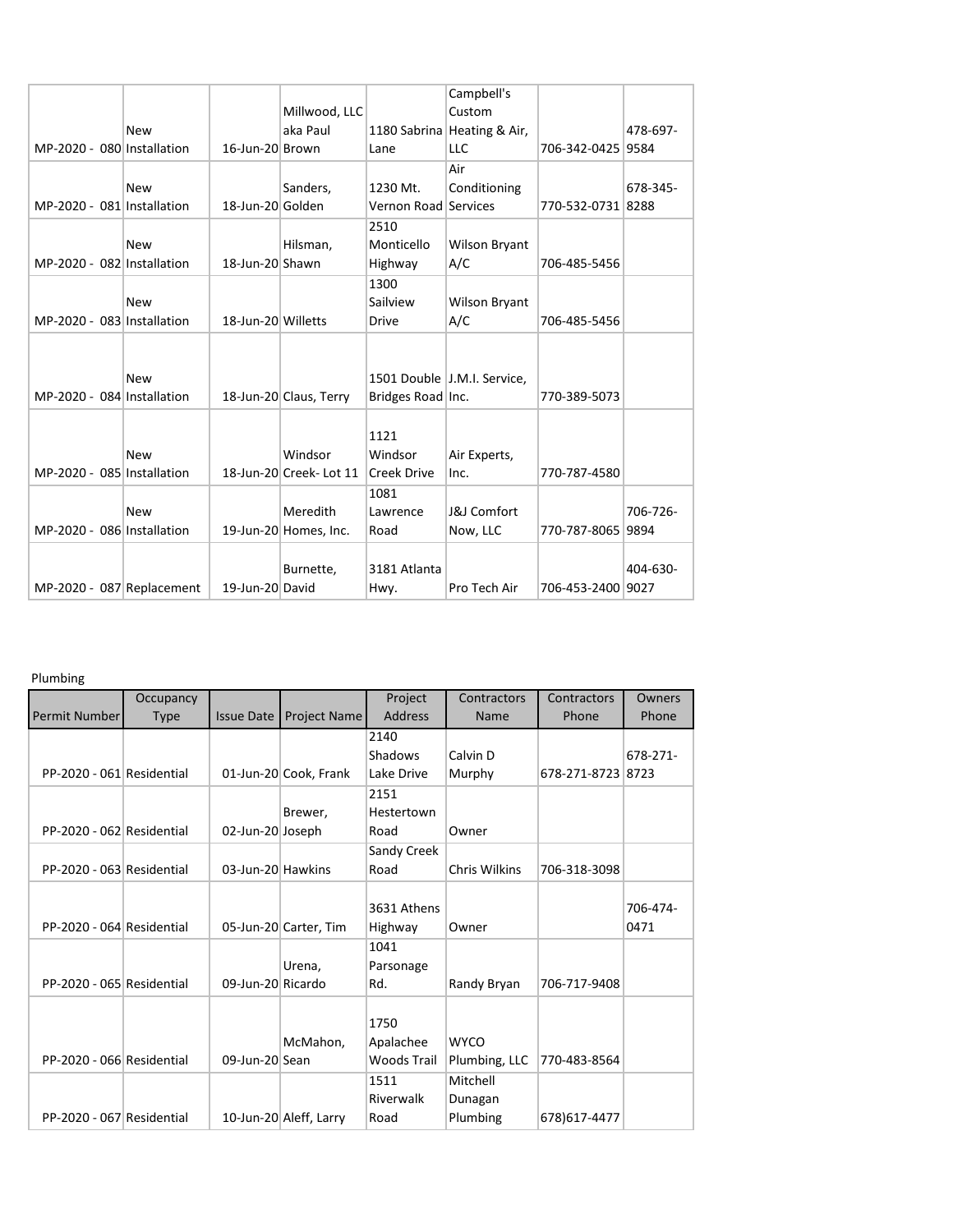| | | | | | | | |
|---|---|---|---|---|---|---|---|
| MP-2020 - 080 | New Installation | 16-Jun-20 | Millwood, LLC aka Paul Brown | 1180 Sabrina Lane | Campbell's Custom Heating & Air, LLC | 706-342-0425 | 478-697-9584 |
| MP-2020 - 081 | New Installation | 18-Jun-20 | Sanders, Golden | 1230 Mt. Vernon Road | Air Conditioning Services | 770-532-0731 | 678-345-8288 |
| MP-2020 - 082 | New Installation | 18-Jun-20 | Hilsman, Shawn | 2510 Monticello Highway | Wilson Bryant A/C | 706-485-5456 | |
| MP-2020 - 083 | New Installation | 18-Jun-20 | Willetts | 1300 Sailview Drive | Wilson Bryant A/C | 706-485-5456 | |
| MP-2020 - 084 | New Installation | 18-Jun-20 | Claus, Terry | 1501 Double Bridges Road | J.M.I. Service, Inc. | 770-389-5073 | |
| MP-2020 - 085 | New Installation | 18-Jun-20 | Windsor Creek- Lot 11 | 1121 Windsor Creek Drive | Air Experts, Inc. | 770-787-4580 | |
| MP-2020 - 086 | New Installation | 19-Jun-20 | Meredith Homes, Inc. | 1081 Lawrence Road | J&J Comfort Now, LLC | 770-787-8065 | 706-726-9894 |
| MP-2020 - 087 | Replacement | 19-Jun-20 | Burnette, David | 3181 Atlanta Hwy. | Pro Tech Air | 706-453-2400 | 404-630-9027 |

Plumbing

| Permit Number | Occupancy Type | Issue Date | Project Name | Project Address | Contractors Name | Contractors Phone | Owners Phone |
|---|---|---|---|---|---|---|---|
| PP-2020 - 061 | Residential | 01-Jun-20 | Cook, Frank | 2140 Shadows Lake Drive | Calvin D Murphy | 678-271-8723 | 678-271-8723 |
| PP-2020 - 062 | Residential | 02-Jun-20 | Brewer, Joseph | 2151 Hestertown Road | Owner | | |
| PP-2020 - 063 | Residential | 03-Jun-20 | Hawkins | Sandy Creek Road | Chris Wilkins | 706-318-3098 | |
| PP-2020 - 064 | Residential | 05-Jun-20 | Carter, Tim | 3631 Athens Highway | Owner | | 706-474-0471 |
| PP-2020 - 065 | Residential | 09-Jun-20 | Urena, Ricardo | 1041 Parsonage Rd. | Randy Bryan | 706-717-9408 | |
| PP-2020 - 066 | Residential | 09-Jun-20 | McMahon, Sean | 1750 Apalachee Woods Trail | WYCO Plumbing, LLC | 770-483-8564 | |
| PP-2020 - 067 | Residential | 10-Jun-20 | Aleff, Larry | 1511 Riverwalk Road | Mitchell Dunagan Plumbing | 678)617-4477 | |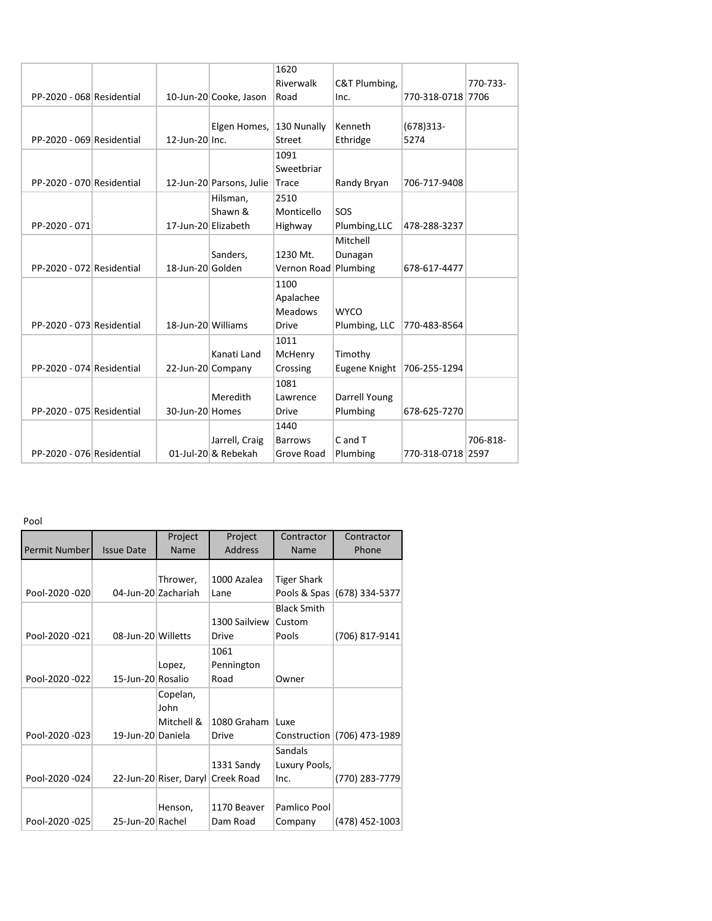| | | | | | | | |
|---|---|---|---|---|---|---|---|
| PP-2020 - 068 | Residential | 10-Jun-20 | Cooke, Jason | 1620 Riverwalk Road | C&T Plumbing, Inc. | 770-318-0718 | 770-733-7706 |
| PP-2020 - 069 | Residential | 12-Jun-20 | Elgen Homes, Inc. | 130 Nunally Street | Kenneth Ethridge | (678)313-5274 | |
| PP-2020 - 070 | Residential | 12-Jun-20 | Parsons, Julie | 1091 Sweetbriar Trace | Randy Bryan | 706-717-9408 | |
| PP-2020 - 071 | | 17-Jun-20 | Hilsman, Shawn & Elizabeth | 2510 Monticello Highway | SOS Plumbing,LLC | 478-288-3237 | |
| PP-2020 - 072 | Residential | 18-Jun-20 | Sanders, Golden | 1230 Mt. Vernon Road | Mitchell Dunagan Plumbing | 678-617-4477 | |
| PP-2020 - 073 | Residential | 18-Jun-20 | Williams | 1100 Apalachee Meadows Drive | WYCO Plumbing, LLC | 770-483-8564 | |
| PP-2020 - 074 | Residential | 22-Jun-20 | Kanati Land Company | 1011 McHenry Crossing | Timothy Eugene Knight | 706-255-1294 | |
| PP-2020 - 075 | Residential | 30-Jun-20 | Meredith Homes | 1081 Lawrence Drive | Darrell Young Plumbing | 678-625-7270 | |
| PP-2020 - 076 | Residential | 01-Jul-20 | Jarrell, Craig & Rebekah | 1440 Barrows Grove Road | C and T Plumbing | 770-318-0718 | 706-818-2597 |

Pool

| Permit Number | Issue Date | Project Name | Project Address | Contractor Name | Contractor Phone |
|---|---|---|---|---|---|
| Pool-2020 -020 | 04-Jun-20 | Thrower, Zachariah | 1000 Azalea Lane | Tiger Shark Pools & Spas | (678) 334-5377 |
| Pool-2020 -021 | 08-Jun-20 | Willetts | 1300 Sailview Drive | Black Smith Custom Pools | (706) 817-9141 |
| Pool-2020 -022 | 15-Jun-20 | Lopez, Rosalio | 1061 Pennington Road | Owner | |
| Pool-2020 -023 | 19-Jun-20 | Copelan, John Mitchell & Daniela | 1080 Graham Drive | Luxe Construction | (706) 473-1989 |
| Pool-2020 -024 | 22-Jun-20 | Riser, Daryl | 1331 Sandy Creek Road | Sandals Luxury Pools, Inc. | (770) 283-7779 |
| Pool-2020 -025 | 25-Jun-20 | Henson, Rachel | 1170 Beaver Dam Road | Pamlico Pool Company | (478) 452-1003 |